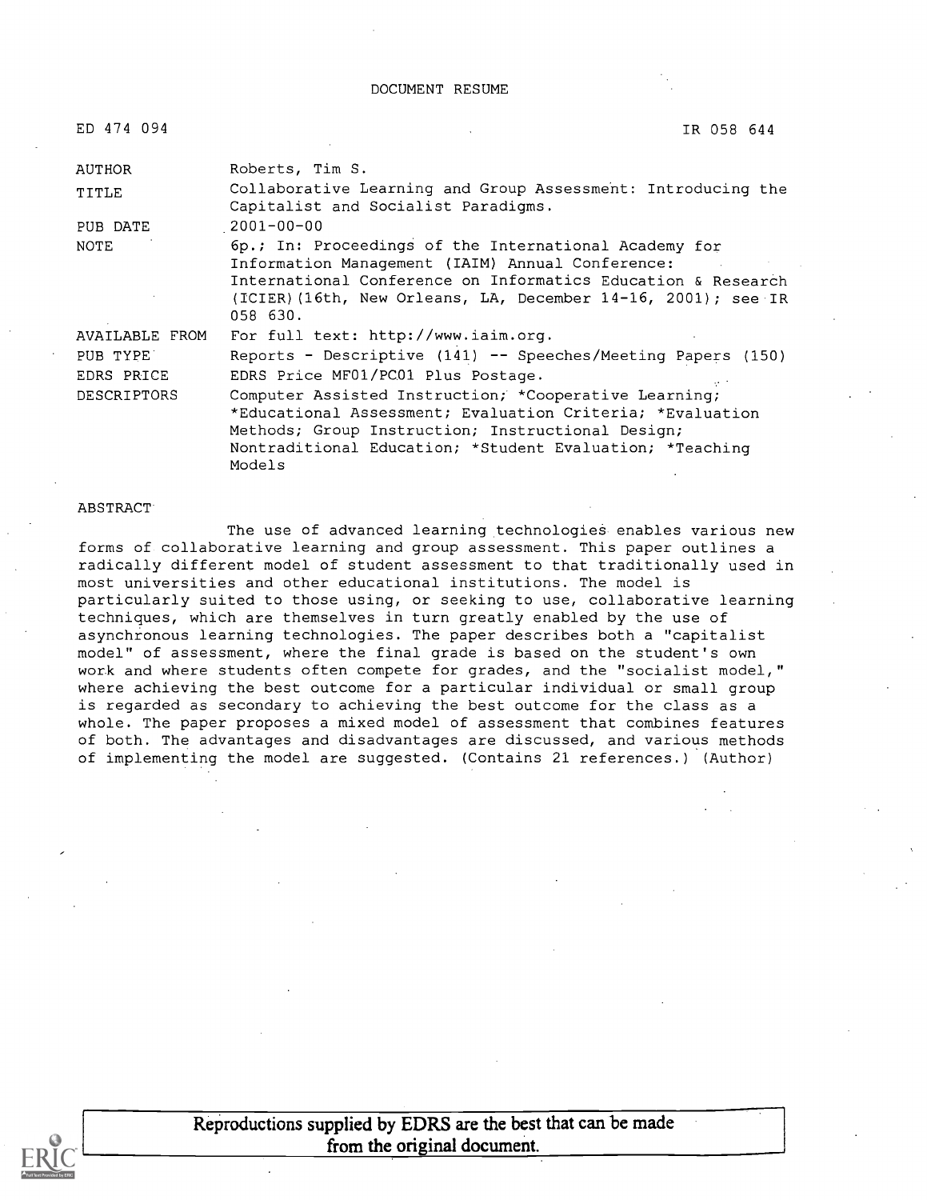DOCUMENT RESUME

| | | |
|---|---|---|
| ED 474 094 | | IR 058 644 |
| AUTHOR | Roberts, Tim S. | |
| TITLE | Collaborative Learning and Group Assessment: Introducing the Capitalist and Socialist Paradigms. | |
| PUB DATE | 2001-00-00 | |
| NOTE | 6p.; In: Proceedings of the International Academy for Information Management (IAIM) Annual Conference: International Conference on Informatics Education & Research (ICIER)(16th, New Orleans, LA, December 14-16, 2001); see IR 058 630. | |
| AVAILABLE FROM | For full text: http://www.iaim.org. | |
| PUB TYPE | Reports - Descriptive (141) -- Speeches/Meeting Papers (150) | |
| EDRS PRICE | EDRS Price MF01/PC01 Plus Postage. | |
| DESCRIPTORS | Computer Assisted Instruction; *Cooperative Learning; *Educational Assessment; Evaluation Criteria; *Evaluation Methods; Group Instruction; Instructional Design; Nontraditional Education; *Student Evaluation; *Teaching Models | |

ABSTRACT

The use of advanced learning technologies enables various new forms of collaborative learning and group assessment. This paper outlines a radically different model of student assessment to that traditionally used in most universities and other educational institutions. The model is particularly suited to those using, or seeking to use, collaborative learning techniques, which are themselves in turn greatly enabled by the use of asynchronous learning technologies. The paper describes both a "capitalist model" of assessment, where the final grade is based on the student's own work and where students often compete for grades, and the "socialist model," where achieving the best outcome for a particular individual or small group is regarded as secondary to achieving the best outcome for the class as a whole. The paper proposes a mixed model of assessment that combines features of both. The advantages and disadvantages are discussed, and various methods of implementing the model are suggested. (Contains 21 references.) (Author)

Reproductions supplied by EDRS are the best that can be made from the original document.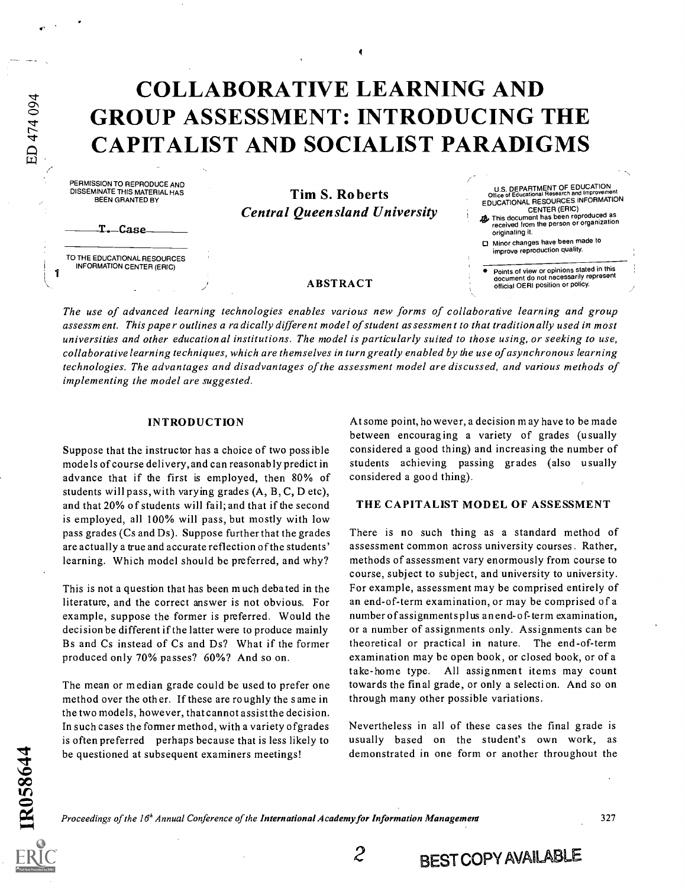# COLLABORATIVE LEARNING AND GROUP ASSESSMENT: INTRODUCING THE CAPITALIST AND SOCIALIST PARADIGMS

**Tim S. Roberts**
*Central Queensland University*

## ABSTRACT

*The use of advanced learning technologies enables various new forms of collaborative learning and group assessment. This paper outlines a radically different model of student assessment to that traditionally used in most universities and other educational institutions. The model is particularly suited to those using, or seeking to use, collaborative learning techniques, which are themselves in turn greatly enabled by the use of asynchronous learning technologies. The advantages and disadvantages of the assessment model are discussed, and various methods of implementing the model are suggested.*

## INTRODUCTION

Suppose that the instructor has a choice of two possible models of course delivery, and can reasonably predict in advance that if the first is employed, then 80% of students will pass, with varying grades (A, B, C, D etc), and that 20% of students will fail; and that if the second is employed, all 100% will pass, but mostly with low pass grades (Cs and Ds). Suppose further that the grades are actually a true and accurate reflection of the students' learning. Which model should be preferred, and why?

This is not a question that has been much debated in the literature, and the correct answer is not obvious. For example, suppose the former is preferred. Would the decision be different if the latter were to produce mainly Bs and Cs instead of Cs and Ds? What if the former produced only 70% passes? 60%? And so on.

The mean or median grade could be used to prefer one method over the other. If these are roughly the same in the two models, however, that cannot assist the decision. In such cases the former method, with a variety of grades is often preferred perhaps because that is less likely to be questioned at subsequent examiners meetings!

At some point, however, a decision may have to be made between encouraging a variety of grades (usually considered a good thing) and increasing the number of students achieving passing grades (also usually considered a good thing).

## THE CAPITALIST MODEL OF ASSESSMENT

There is no such thing as a standard method of assessment common across university courses. Rather, methods of assessment vary enormously from course to course, subject to subject, and university to university. For example, assessment may be comprised entirely of an end-of-term examination, or may be comprised of a number of assignments plus an end-of-term examination, or a number of assignments only. Assignments can be theoretical or practical in nature. The end-of-term examination may be open book, or closed book, or of a take-home type. All assignment items may count towards the final grade, or only a selection. And so on through many other possible variations.

Nevertheless in all of these cases the final grade is usually based on the student's own work, as demonstrated in one form or another throughout the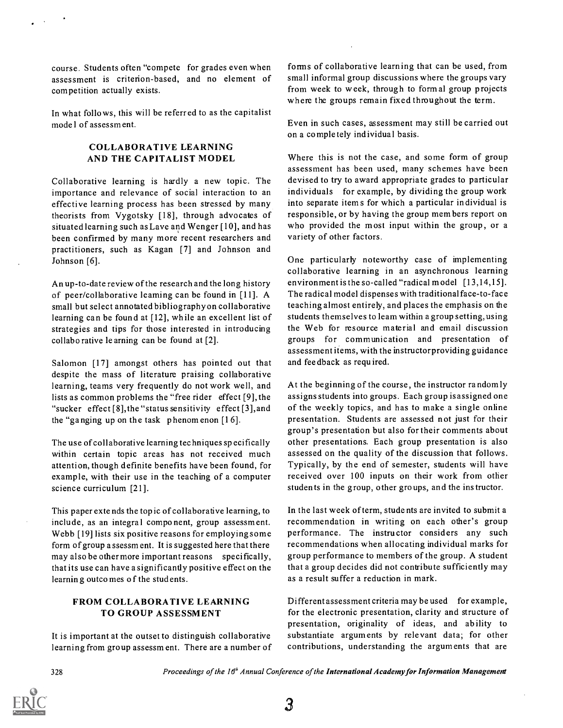course. Students often "compete for grades even when assessment is criterion-based, and no element of competition actually exists.

In what follows, this will be referred to as the capitalist model of assessment.

## COLLABORATIVE LEARNING AND THE CAPITALIST MODEL

Collaborative learning is hardly a new topic. The importance and relevance of social interaction to an effective learning process has been stressed by many theorists from Vygotsky [18], through advocates of situated learning such as Lave and Wenger [10], and has been confirmed by many more recent researchers and practitioners, such as Kagan [7] and Johnson and Johnson [6].

An up-to-date review of the research and the long history of peer/collaborative learning can be found in [11]. A small but select annotated bibliography on collaborative learning can be found at [12], while an excellent list of strategies and tips for those interested in introducing collaborative learning can be found at [2].

Salomon [17] amongst others has pointed out that despite the mass of literature praising collaborative learning, teams very frequently do not work well, and lists as common problems the "free rider effect [9], the "sucker effect [8], the "status sensitivity effect [3], and the "ganging up on the task phenomenon [16].

The use of collaborative learning techniques specifically within certain topic areas has not received much attention, though definite benefits have been found, for example, with their use in the teaching of a computer science curriculum [21].

This paper extends the topic of collaborative learning, to include, as an integral component, group assessment. Webb [19] lists six positive reasons for employing some form of group assessment. It is suggested here that there may also be other more important reasons specifically, that its use can have a significantly positive effect on the learning outcomes of the students.

## FROM COLLABORATIVE LEARNING TO GROUP ASSESSMENT

It is important at the outset to distinguish collaborative learning from group assessment. There are a number of forms of collaborative learning that can be used, from small informal group discussions where the groups vary from week to week, through to formal group projects where the groups remain fixed throughout the term.

Even in such cases, assessment may still be carried out on a completely individual basis.

Where this is not the case, and some form of group assessment has been used, many schemes have been devised to try to award appropriate grades to particular individuals for example, by dividing the group work into separate items for which a particular individual is responsible, or by having the group members report on who provided the most input within the group, or a variety of other factors.

One particularly noteworthy case of implementing collaborative learning in an asynchronous learning environment is the so-called "radical model [13,14,15]. The radical model dispenses with traditional face-to-face teaching almost entirely, and places the emphasis on the students themselves to learn within a group setting, using the Web for resource material and email discussion groups for communication and presentation of assessment items, with the instructor providing guidance and feedback as required.

At the beginning of the course, the instructor randomly assigns students into groups. Each group is assigned one of the weekly topics, and has to make a single online presentation. Students are assessed not just for their group's presentation but also for their comments about other presentations. Each group presentation is also assessed on the quality of the discussion that follows. Typically, by the end of semester, students will have received over 100 inputs on their work from other students in the group, other groups, and the instructor.

In the last week of term, students are invited to submit a recommendation in writing on each other's group performance. The instructor considers any such recommendations when allocating individual marks for group performance to members of the group. A student that a group decides did not contribute sufficiently may as a result suffer a reduction in mark.

Different assessment criteria may be used for example, for the electronic presentation, clarity and structure of presentation, originality of ideas, and ability to substantiate arguments by relevant data; for other contributions, understanding the arguments that are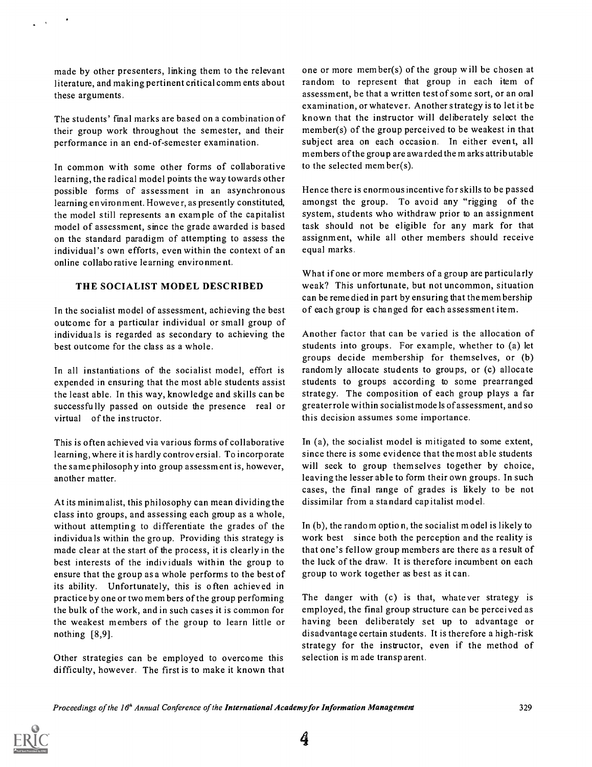made by other presenters, linking them to the relevant literature, and making pertinent critical comments about these arguments.

The students' final marks are based on a combination of their group work throughout the semester, and their performance in an end-of-semester examination.

In common with some other forms of collaborative learning, the radical model points the way towards other possible forms of assessment in an asynchronous learning environment. However, as presently constituted, the model still represents an example of the capitalist model of assessment, since the grade awarded is based on the standard paradigm of attempting to assess the individual's own efforts, even within the context of an online collaborative learning environment.

## THE SOCIALIST MODEL DESCRIBED

In the socialist model of assessment, achieving the best outcome for a particular individual or small group of individuals is regarded as secondary to achieving the best outcome for the class as a whole.

In all instantiations of the socialist model, effort is expended in ensuring that the most able students assist the least able. In this way, knowledge and skills can be successfully passed on outside the presence real or virtual of the instructor.

This is often achieved via various forms of collaborative learning, where it is hardly controversial. To incorporate the same philosophy into group assessment is, however, another matter.

At its minimalist, this philosophy can mean dividing the class into groups, and assessing each group as a whole, without attempting to differentiate the grades of the individuals within the group. Providing this strategy is made clear at the start of the process, it is clearly in the best interests of the individuals within the group to ensure that the group as a whole performs to the best of its ability. Unfortunately, this is often achieved in practice by one or two members of the group performing the bulk of the work, and in such cases it is common for the weakest members of the group to learn little or nothing [8,9].

Other strategies can be employed to overcome this difficulty, however. The first is to make it known that one or more member(s) of the group will be chosen at random to represent that group in each item of assessment, be that a written test of some sort, or an oral examination, or whatever. Another strategy is to let it be known that the instructor will deliberately select the member(s) of the group perceived to be weakest in that subject area on each occasion. In either event, all members of the group are awarded the marks attributable to the selected member(s).

Hence there is enormous incentive for skills to be passed amongst the group. To avoid any "rigging of the system, students who withdraw prior to an assignment task should not be eligible for any mark for that assignment, while all other members should receive equal marks.

What if one or more members of a group are particularly weak? This unfortunate, but not uncommon, situation can be remedied in part by ensuring that the membership of each group is changed for each assessment item.

Another factor that can be varied is the allocation of students into groups. For example, whether to (a) let groups decide membership for themselves, or (b) randomly allocate students to groups, or (c) allocate students to groups according to some prearranged strategy. The composition of each group plays a far greater role within socialist models of assessment, and so this decision assumes some importance.

In (a), the socialist model is mitigated to some extent, since there is some evidence that the most able students will seek to group themselves together by choice, leaving the lesser able to form their own groups. In such cases, the final range of grades is likely to be not dissimilar from a standard capitalist model.

In (b), the random option, the socialist model is likely to work best since both the perception and the reality is that one's fellow group members are there as a result of the luck of the draw. It is therefore incumbent on each group to work together as best as it can.

The danger with (c) is that, whatever strategy is employed, the final group structure can be perceived as having been deliberately set up to advantage or disadvantage certain students. It is therefore a high-risk strategy for the instructor, even if the method of selection is made transparent.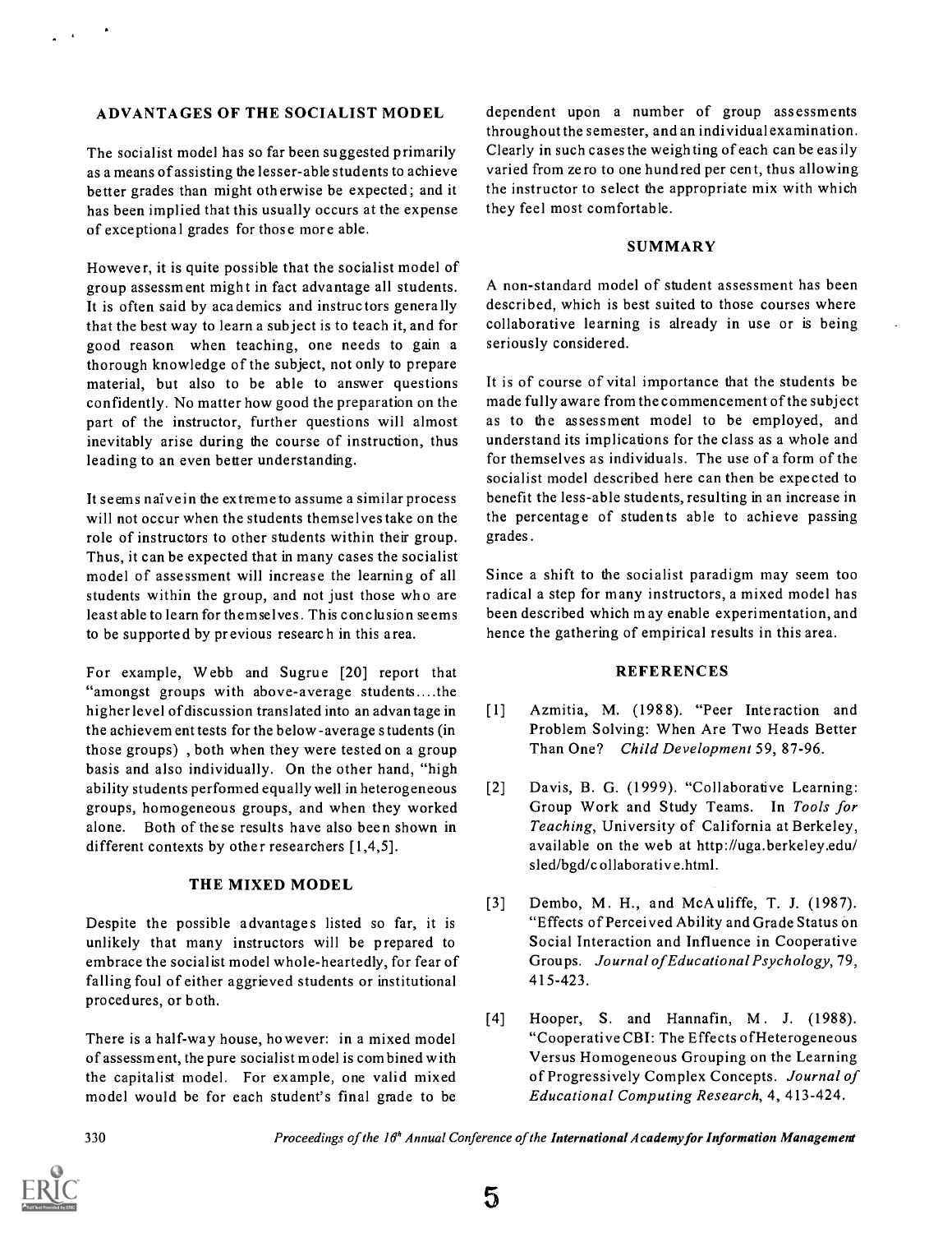## ADVANTAGES OF THE SOCIALIST MODEL

The socialist model has so far been suggested primarily as a means of assisting the lesser-able students to achieve better grades than might otherwise be expected; and it has been implied that this usually occurs at the expense of exceptional grades for those more able.

However, it is quite possible that the socialist model of group assessment might in fact advantage all students. It is often said by academics and instructors generally that the best way to learn a subject is to teach it, and for good reason when teaching, one needs to gain a thorough knowledge of the subject, not only to prepare material, but also to be able to answer questions confidently. No matter how good the preparation on the part of the instructor, further questions will almost inevitably arise during the course of instruction, thus leading to an even better understanding.

It seems naïve in the extreme to assume a similar process will not occur when the students themselves take on the role of instructors to other students within their group. Thus, it can be expected that in many cases the socialist model of assessment will increase the learning of all students within the group, and not just those who are least able to learn for themselves. This conclusion seems to be supported by previous research in this area.

For example, Webb and Sugrue [20] report that "amongst groups with above-average students....the higher level of discussion translated into an advantage in the achievement tests for the below-average students (in those groups) , both when they were tested on a group basis and also individually. On the other hand, "high ability students performed equally well in heterogeneous groups, homogeneous groups, and when they worked alone. Both of these results have also been shown in different contexts by other researchers [1,4,5].

## THE MIXED MODEL

Despite the possible advantages listed so far, it is unlikely that many instructors will be prepared to embrace the socialist model whole-heartedly, for fear of falling foul of either aggrieved students or institutional procedures, or both.

There is a half-way house, however: in a mixed model of assessment, the pure socialist model is combined with the capitalist model. For example, one valid mixed model would be for each student's final grade to be dependent upon a number of group assessments throughout the semester, and an individual examination. Clearly in such cases the weighting of each can be easily varied from zero to one hundred per cent, thus allowing the instructor to select the appropriate mix with which they feel most comfortable.

## SUMMARY

A non-standard model of student assessment has been described, which is best suited to those courses where collaborative learning is already in use or is being seriously considered.

It is of course of vital importance that the students be made fully aware from the commencement of the subject as to the assessment model to be employed, and understand its implications for the class as a whole and for themselves as individuals. The use of a form of the socialist model described here can then be expected to benefit the less-able students, resulting in an increase in the percentage of students able to achieve passing grades.

Since a shift to the socialist paradigm may seem too radical a step for many instructors, a mixed model has been described which may enable experimentation, and hence the gathering of empirical results in this area.

## REFERENCES

[1] Azmitia, M. (1988). "Peer Interaction and Problem Solving: When Are Two Heads Better Than One? *Child Development* 59, 87-96.

[2] Davis, B. G. (1999). "Collaborative Learning: Group Work and Study Teams. In *Tools for Teaching*, University of California at Berkeley, available on the web at http://uga.berkeley.edu/sled/bgd/collaborative.html.

[3] Dembo, M. H., and McAuliffe, T. J. (1987). "Effects of Perceived Ability and Grade Status on Social Interaction and Influence in Cooperative Groups. *Journal of Educational Psychology*, 79, 415-423.

[4] Hooper, S. and Hannafin, M. J. (1988). "Cooperative CBI: The Effects of Heterogeneous Versus Homogeneous Grouping on the Learning of Progressively Complex Concepts. *Journal of Educational Computing Research*, 4, 413-424.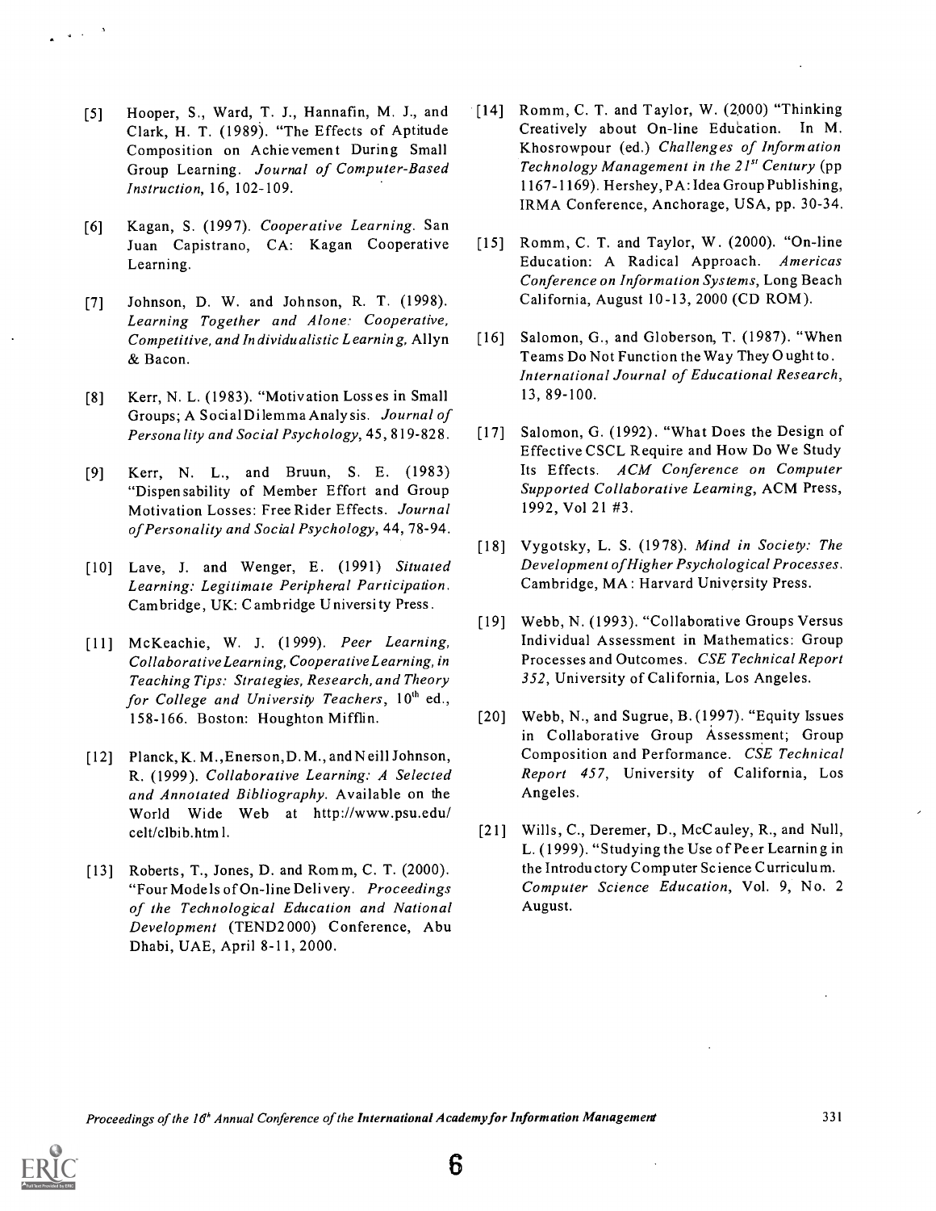[5] Hooper, S., Ward, T. J., Hannafin, M. J., and Clark, H. T. (1989). "The Effects of Aptitude Composition on Achievement During Small Group Learning. *Journal of Computer-Based Instruction*, 16, 102-109.

[6] Kagan, S. (1997). *Cooperative Learning*. San Juan Capistrano, CA: Kagan Cooperative Learning.

[7] Johnson, D. W. and Johnson, R. T. (1998). *Learning Together and Alone: Cooperative, Competitive, and Individualistic Learning*, Allyn & Bacon.

[8] Kerr, N. L. (1983). "Motivation Losses in Small Groups; A Social Dilemma Analysis. *Journal of Personality and Social Psychology*, 45, 819-828.

[9] Kerr, N. L., and Bruun, S. E. (1983) "Dispensability of Member Effort and Group Motivation Losses: Free Rider Effects. *Journal of Personality and Social Psychology*, 44, 78-94.

[10] Lave, J. and Wenger, E. (1991) *Situated Learning: Legitimate Peripheral Participation*. Cambridge, UK: Cambridge University Press.

[11] McKeachie, W. J. (1999). *Peer Learning, Collaborative Learning, Cooperative Learning, in Teaching Tips: Strategies, Research, and Theory for College and University Teachers*, 10th ed., 158-166. Boston: Houghton Mifflin.

[12] Planck, K. M., Enerson, D. M., and Neill Johnson, R. (1999). *Collaborative Learning: A Selected and Annotated Bibliography*. Available on the World Wide Web at http://www.psu.edu/celt/clbib.html.

[13] Roberts, T., Jones, D. and Romm, C. T. (2000). "Four Models of On-line Delivery. *Proceedings of the Technological Education and National Development* (TEND2000) Conference, Abu Dhabi, UAE, April 8-11, 2000.

[14] Romm, C. T. and Taylor, W. (2000) "Thinking Creatively about On-line Education. In M. Khosrowpour (ed.) *Challenges of Information Technology Management in the 21st Century* (pp 1167-1169). Hershey, PA: Idea Group Publishing, IRMA Conference, Anchorage, USA, pp. 30-34.

[15] Romm, C. T. and Taylor, W. (2000). "On-line Education: A Radical Approach. *Americas Conference on Information Systems*, Long Beach California, August 10-13, 2000 (CD ROM).

[16] Salomon, G., and Globerson, T. (1987). "When Teams Do Not Function the Way They Ought to. *International Journal of Educational Research*, 13, 89-100.

[17] Salomon, G. (1992). "What Does the Design of Effective CSCL Require and How Do We Study Its Effects. *ACM Conference on Computer Supported Collaborative Learning*, ACM Press, 1992, Vol 21 #3.

[18] Vygotsky, L. S. (1978). *Mind in Society: The Development of Higher Psychological Processes*. Cambridge, MA: Harvard University Press.

[19] Webb, N. (1993). "Collaborative Groups Versus Individual Assessment in Mathematics: Group Processes and Outcomes. *CSE Technical Report 352*, University of California, Los Angeles.

[20] Webb, N., and Sugrue, B. (1997). "Equity Issues in Collaborative Group Assessment; Group Composition and Performance. *CSE Technical Report 457*, University of California, Los Angeles.

[21] Wills, C., Deremer, D., McCauley, R., and Null, L. (1999). "Studying the Use of Peer Learning in the Introductory Computer Science Curriculum. *Computer Science Education*, Vol. 9, No. 2 August.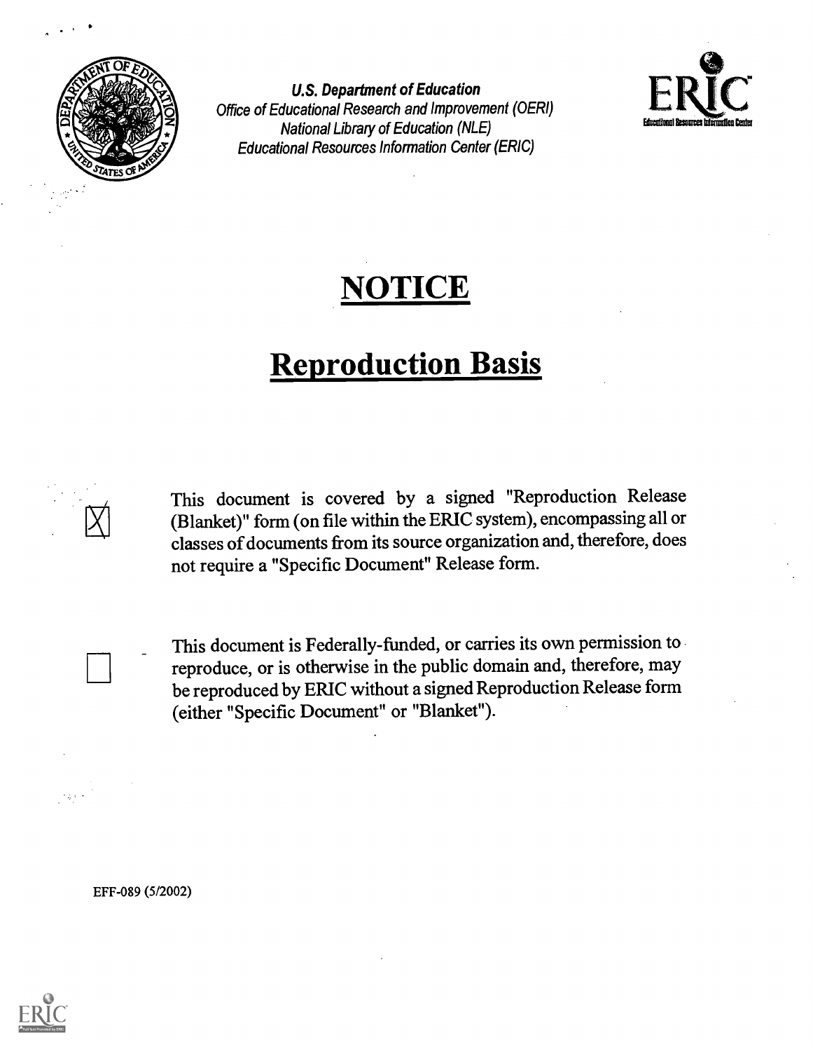U.S. Department of Education
*Office of Educational Research and Improvement (OERI)*
*National Library of Education (NLE)*
*Educational Resources Information Center (ERIC)*

# NOTICE

# Reproduction Basis

☒ This document is covered by a signed "Reproduction Release (Blanket)" form (on file within the ERIC system), encompassing all or classes of documents from its source organization and, therefore, does not require a "Specific Document" Release form.

☐ This document is Federally-funded, or carries its own permission to reproduce, or is otherwise in the public domain and, therefore, may be reproduced by ERIC without a signed Reproduction Release form (either "Specific Document" or "Blanket").

EFF-089 (5/2002)